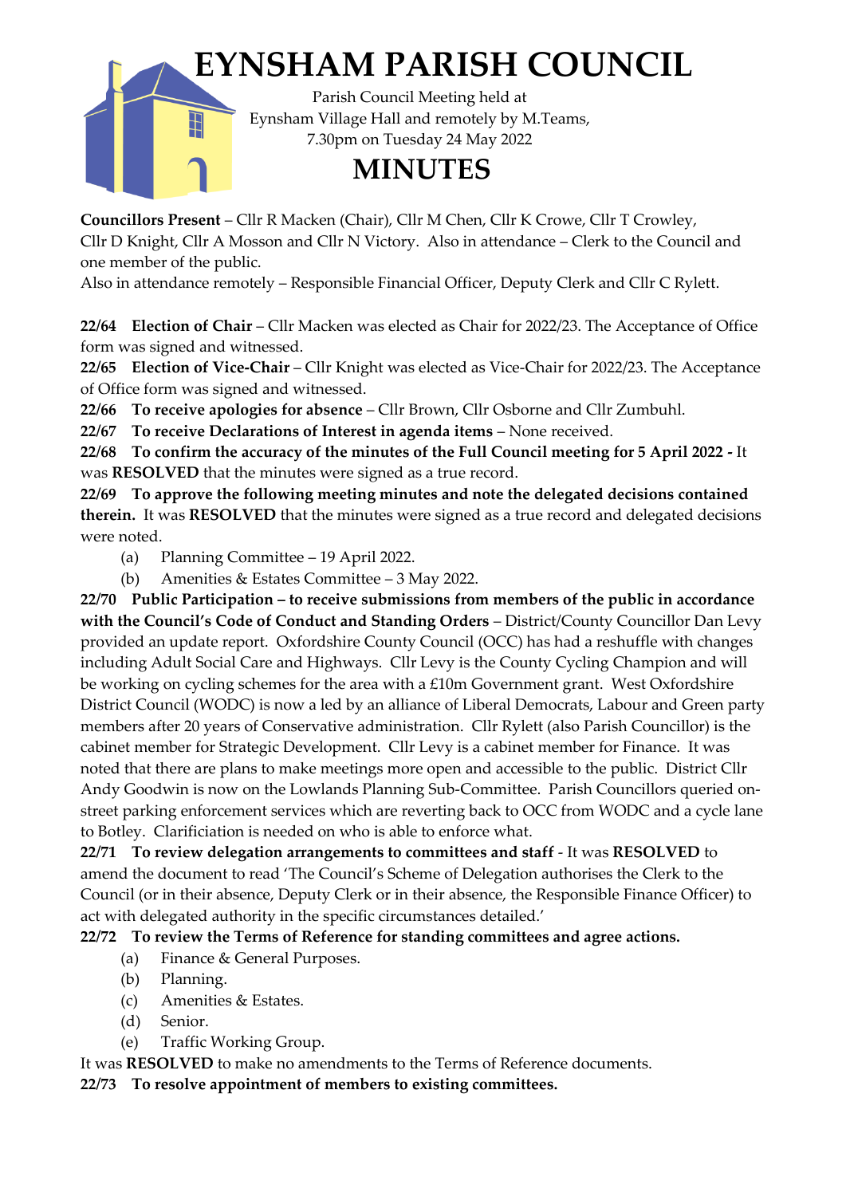# EYNSHAM PARISH COUNCIL

Parish Council Meeting held at
Eynsham Village Hall and remotely by M.Teams,
7.30pm on Tuesday 24 May 2022

# MINUTES

**Councillors Present** – Cllr R Macken (Chair), Cllr M Chen, Cllr K Crowe, Cllr T Crowley, Cllr D Knight, Cllr A Mosson and Cllr N Victory. Also in attendance – Clerk to the Council and one member of the public.
Also in attendance remotely – Responsible Financial Officer, Deputy Clerk and Cllr C Rylett.

**22/64 Election of Chair** – Cllr Macken was elected as Chair for 2022/23. The Acceptance of Office form was signed and witnessed.

**22/65 Election of Vice-Chair** – Cllr Knight was elected as Vice-Chair for 2022/23. The Acceptance of Office form was signed and witnessed.

**22/66 To receive apologies for absence** – Cllr Brown, Cllr Osborne and Cllr Zumbuhl.

**22/67 To receive Declarations of Interest in agenda items** – None received.

**22/68 To confirm the accuracy of the minutes of the Full Council meeting for 5 April 2022 -** It was **RESOLVED** that the minutes were signed as a true record.

**22/69 To approve the following meeting minutes and note the delegated decisions contained therein.** It was **RESOLVED** that the minutes were signed as a true record and delegated decisions were noted.

- (a) Planning Committee – 19 April 2022.
- (b) Amenities & Estates Committee – 3 May 2022.

**22/70 Public Participation – to receive submissions from members of the public in accordance with the Council's Code of Conduct and Standing Orders** – District/County Councillor Dan Levy provided an update report. Oxfordshire County Council (OCC) has had a reshuffle with changes including Adult Social Care and Highways. Cllr Levy is the County Cycling Champion and will be working on cycling schemes for the area with a £10m Government grant. West Oxfordshire District Council (WODC) is now a led by an alliance of Liberal Democrats, Labour and Green party members after 20 years of Conservative administration. Cllr Rylett (also Parish Councillor) is the cabinet member for Strategic Development. Cllr Levy is a cabinet member for Finance. It was noted that there are plans to make meetings more open and accessible to the public. District Cllr Andy Goodwin is now on the Lowlands Planning Sub-Committee. Parish Councillors queried on-street parking enforcement services which are reverting back to OCC from WODC and a cycle lane to Botley. Clarificiation is needed on who is able to enforce what.

**22/71 To review delegation arrangements to committees and staff** - It was **RESOLVED** to amend the document to read 'The Council's Scheme of Delegation authorises the Clerk to the Council (or in their absence, Deputy Clerk or in their absence, the Responsible Finance Officer) to act with delegated authority in the specific circumstances detailed.'

**22/72 To review the Terms of Reference for standing committees and agree actions.**

- (a) Finance & General Purposes.
- (b) Planning.
- (c) Amenities & Estates.
- (d) Senior.
- (e) Traffic Working Group.

It was **RESOLVED** to make no amendments to the Terms of Reference documents.

**22/73 To resolve appointment of members to existing committees.**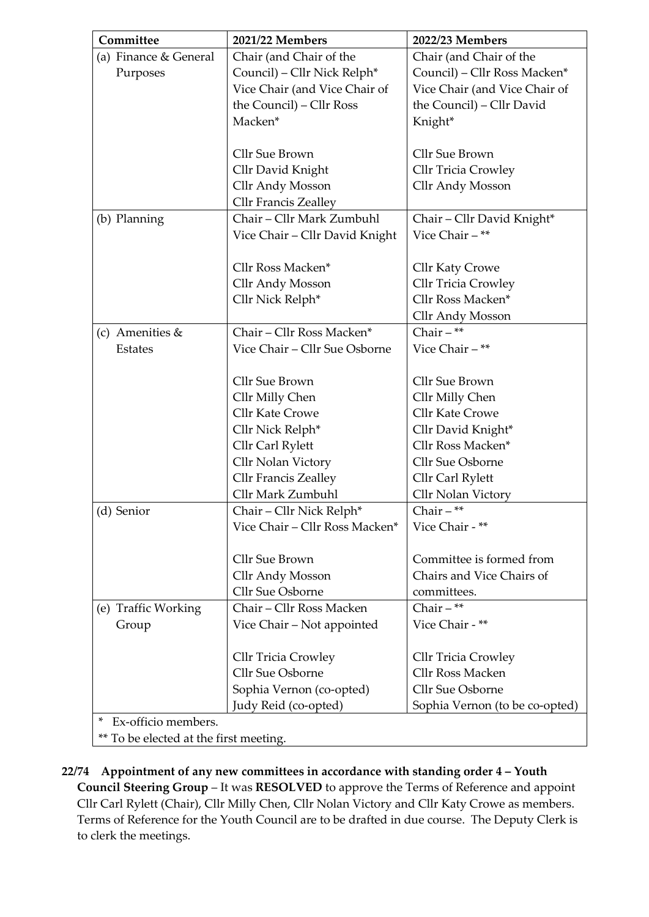| Committee | 2021/22 Members | 2022/23 Members |
|---|---|---|
| (a) Finance & General Purposes | Chair (and Chair of the Council) – Cllr Nick Relph*<br>Vice Chair (and Vice Chair of the Council) – Cllr Ross Macken*<br><br>Cllr Sue Brown<br>Cllr David Knight<br>Cllr Andy Mosson<br>Cllr Francis Zealley | Chair (and Chair of the Council) – Cllr Ross Macken*<br>Vice Chair (and Vice Chair of the Council) – Cllr David Knight*<br><br>Cllr Sue Brown<br>Cllr Tricia Crowley<br>Cllr Andy Mosson |
| (b) Planning | Chair – Cllr Mark Zumbuhl<br>Vice Chair – Cllr David Knight<br><br>Cllr Ross Macken*<br>Cllr Andy Mosson<br>Cllr Nick Relph* | Chair – Cllr David Knight*<br>Vice Chair – **<br><br>Cllr Katy Crowe<br>Cllr Tricia Crowley<br>Cllr Ross Macken*<br>Cllr Andy Mosson |
| (c) Amenities & Estates | Chair – Cllr Ross Macken*<br>Vice Chair – Cllr Sue Osborne<br><br>Cllr Sue Brown<br>Cllr Milly Chen<br>Cllr Kate Crowe<br>Cllr Nick Relph*<br>Cllr Carl Rylett<br>Cllr Nolan Victory<br>Cllr Francis Zealley<br>Cllr Mark Zumbuhl | Chair – **<br>Vice Chair – **<br><br>Cllr Sue Brown<br>Cllr Milly Chen<br>Cllr Kate Crowe<br>Cllr David Knight*<br>Cllr Ross Macken*<br>Cllr Sue Osborne<br>Cllr Carl Rylett<br>Cllr Nolan Victory |
| (d) Senior | Chair – Cllr Nick Relph*<br>Vice Chair – Cllr Ross Macken*<br><br>Cllr Sue Brown<br>Cllr Andy Mosson<br>Cllr Sue Osborne | Chair – **<br>Vice Chair - **<br><br>Committee is formed from Chairs and Vice Chairs of committees. |
| (e) Traffic Working Group | Chair – Cllr Ross Macken<br>Vice Chair – Not appointed<br><br>Cllr Tricia Crowley<br>Cllr Sue Osborne<br>Sophia Vernon (co-opted)<br>Judy Reid (co-opted) | Chair – **<br>Vice Chair - **<br><br>Cllr Tricia Crowley<br>Cllr Ross Macken<br>Cllr Sue Osborne<br>Sophia Vernon (to be co-opted) |

\* Ex-officio members.

** To be elected at the first meeting.

**22/74 Appointment of any new committees in accordance with standing order 4 – Youth Council Steering Group** – It was **RESOLVED** to approve the Terms of Reference and appoint Cllr Carl Rylett (Chair), Cllr Milly Chen, Cllr Nolan Victory and Cllr Katy Crowe as members. Terms of Reference for the Youth Council are to be drafted in due course. The Deputy Clerk is to clerk the meetings.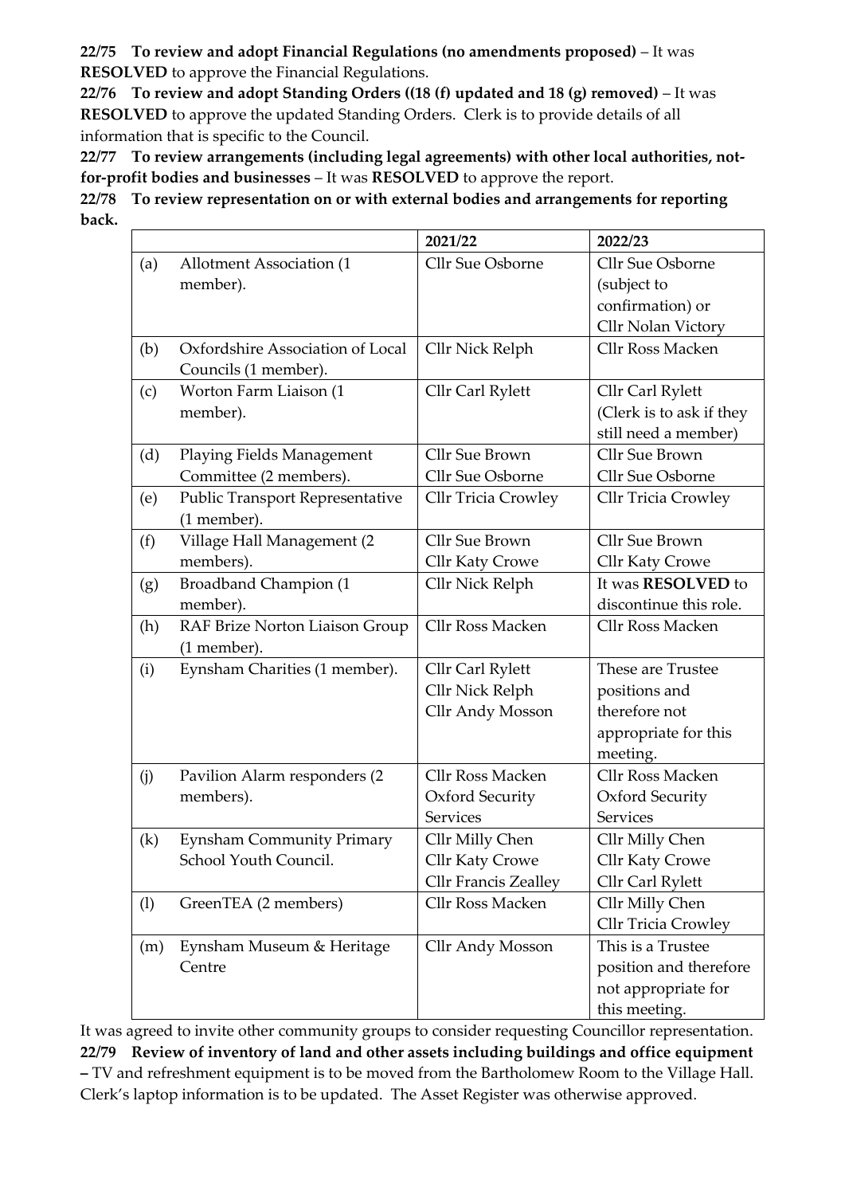**22/75 To review and adopt Financial Regulations (no amendments proposed)** – It was **RESOLVED** to approve the Financial Regulations.

**22/76 To review and adopt Standing Orders ((18 (f) updated and 18 (g) removed)** – It was **RESOLVED** to approve the updated Standing Orders. Clerk is to provide details of all information that is specific to the Council.

**22/77 To review arrangements (including legal agreements) with other local authorities, not-for-profit bodies and businesses** – It was **RESOLVED** to approve the report.

**22/78 To review representation on or with external bodies and arrangements for reporting back.**

| | | 2021/22 | 2022/23 |
|---|---|---|---|
| (a) | Allotment Association (1 member). | Cllr Sue Osborne | Cllr Sue Osborne (subject to confirmation) or Cllr Nolan Victory |
| (b) | Oxfordshire Association of Local Councils (1 member). | Cllr Nick Relph | Cllr Ross Macken |
| (c) | Worton Farm Liaison (1 member). | Cllr Carl Rylett | Cllr Carl Rylett (Clerk is to ask if they still need a member) |
| (d) | Playing Fields Management Committee (2 members). | Cllr Sue Brown<br>Cllr Sue Osborne | Cllr Sue Brown<br>Cllr Sue Osborne |
| (e) | Public Transport Representative (1 member). | Cllr Tricia Crowley | Cllr Tricia Crowley |
| (f) | Village Hall Management (2 members). | Cllr Sue Brown<br>Cllr Katy Crowe | Cllr Sue Brown<br>Cllr Katy Crowe |
| (g) | Broadband Champion (1 member). | Cllr Nick Relph | It was **RESOLVED** to discontinue this role. |
| (h) | RAF Brize Norton Liaison Group (1 member). | Cllr Ross Macken | Cllr Ross Macken |
| (i) | Eynsham Charities (1 member). | Cllr Carl Rylett<br>Cllr Nick Relph<br>Cllr Andy Mosson | These are Trustee positions and therefore not appropriate for this meeting. |
| (j) | Pavilion Alarm responders (2 members). | Cllr Ross Macken<br>Oxford Security Services | Cllr Ross Macken<br>Oxford Security Services |
| (k) | Eynsham Community Primary School Youth Council. | Cllr Milly Chen<br>Cllr Katy Crowe<br>Cllr Francis Zealley | Cllr Milly Chen<br>Cllr Katy Crowe<br>Cllr Carl Rylett |
| (l) | GreenTEA (2 members) | Cllr Ross Macken | Cllr Milly Chen<br>Cllr Tricia Crowley |
| (m) | Eynsham Museum & Heritage Centre | Cllr Andy Mosson | This is a Trustee position and therefore not appropriate for this meeting. |

It was agreed to invite other community groups to consider requesting Councillor representation.

**22/79 Review of inventory of land and other assets including buildings and office equipment –** TV and refreshment equipment is to be moved from the Bartholomew Room to the Village Hall. Clerk's laptop information is to be updated. The Asset Register was otherwise approved.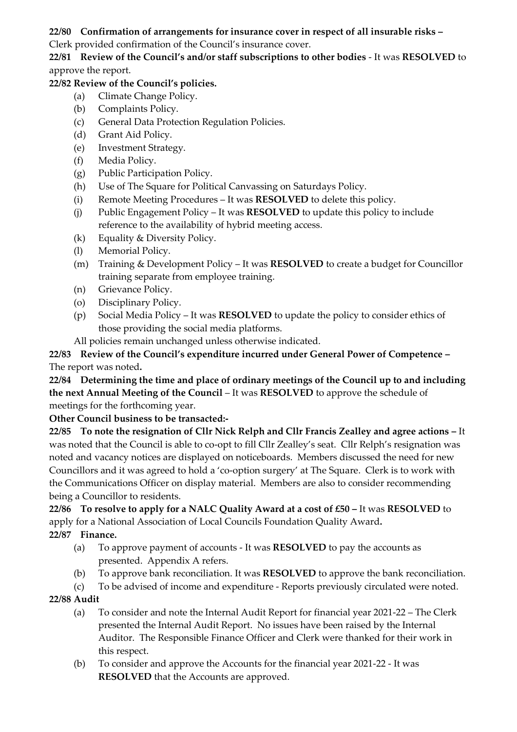**22/80 Confirmation of arrangements for insurance cover in respect of all insurable risks –** Clerk provided confirmation of the Council's insurance cover.

**22/81 Review of the Council's and/or staff subscriptions to other bodies** - It was **RESOLVED** to approve the report.

**22/82 Review of the Council's policies.**

- (a) Climate Change Policy.
- (b) Complaints Policy.
- (c) General Data Protection Regulation Policies.
- (d) Grant Aid Policy.
- (e) Investment Strategy.
- (f) Media Policy.
- (g) Public Participation Policy.
- (h) Use of The Square for Political Canvassing on Saturdays Policy.
- (i) Remote Meeting Procedures – It was **RESOLVED** to delete this policy.
- (j) Public Engagement Policy – It was **RESOLVED** to update this policy to include reference to the availability of hybrid meeting access.
- (k) Equality & Diversity Policy.
- (l) Memorial Policy.
- (m) Training & Development Policy – It was **RESOLVED** to create a budget for Councillor training separate from employee training.
- (n) Grievance Policy.
- (o) Disciplinary Policy.
- (p) Social Media Policy – It was **RESOLVED** to update the policy to consider ethics of those providing the social media platforms.

All policies remain unchanged unless otherwise indicated.

**22/83 Review of the Council's expenditure incurred under General Power of Competence –** The report was noted**.**

**22/84 Determining the time and place of ordinary meetings of the Council up to and including the next Annual Meeting of the Council** – It was **RESOLVED** to approve the schedule of meetings for the forthcoming year.

**Other Council business to be transacted:-**

**22/85 To note the resignation of Cllr Nick Relph and Cllr Francis Zealley and agree actions –** It was noted that the Council is able to co-opt to fill Cllr Zealley's seat. Cllr Relph's resignation was noted and vacancy notices are displayed on noticeboards. Members discussed the need for new Councillors and it was agreed to hold a 'co-option surgery' at The Square. Clerk is to work with the Communications Officer on display material. Members are also to consider recommending being a Councillor to residents.

**22/86 To resolve to apply for a NALC Quality Award at a cost of £50 –** It was **RESOLVED** to apply for a National Association of Local Councils Foundation Quality Award**.**

**22/87 Finance.**

- (a) To approve payment of accounts - It was **RESOLVED** to pay the accounts as presented. Appendix A refers.
- (b) To approve bank reconciliation. It was **RESOLVED** to approve the bank reconciliation.
- (c) To be advised of income and expenditure - Reports previously circulated were noted.

**22/88 Audit**

- (a) To consider and note the Internal Audit Report for financial year 2021-22 – The Clerk presented the Internal Audit Report. No issues have been raised by the Internal Auditor. The Responsible Finance Officer and Clerk were thanked for their work in this respect.
- (b) To consider and approve the Accounts for the financial year 2021-22 - It was **RESOLVED** that the Accounts are approved.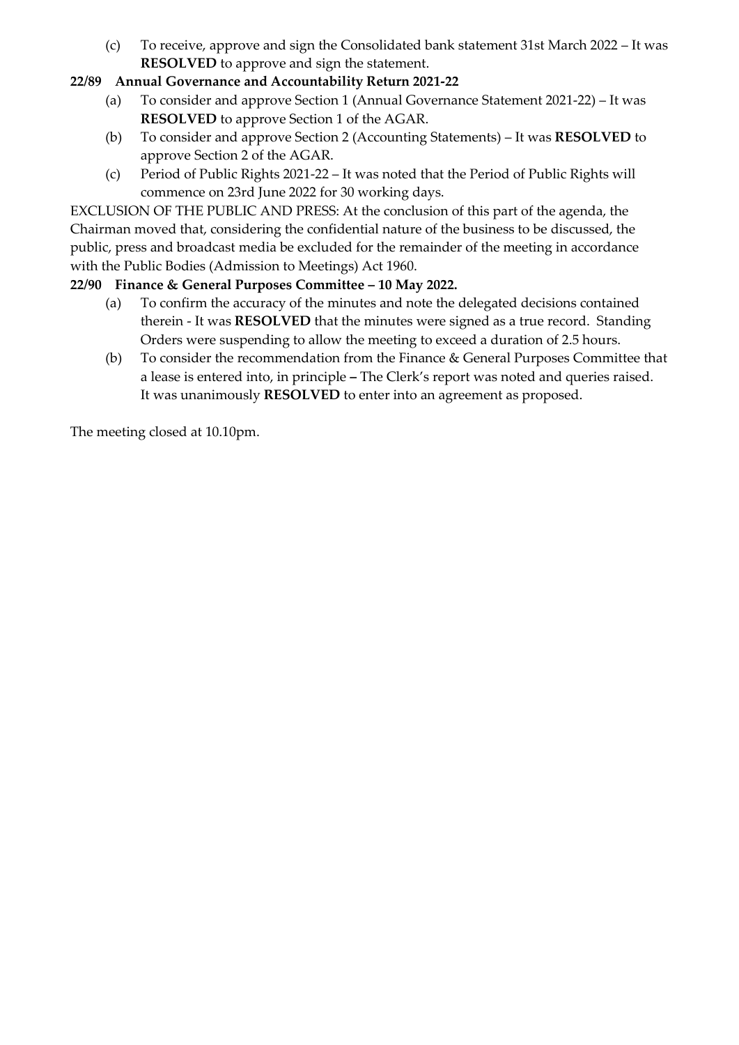(c) To receive, approve and sign the Consolidated bank statement 31st March 2022 – It was **RESOLVED** to approve and sign the statement.

**22/89 Annual Governance and Accountability Return 2021-22**

(a) To consider and approve Section 1 (Annual Governance Statement 2021-22) – It was **RESOLVED** to approve Section 1 of the AGAR.

(b) To consider and approve Section 2 (Accounting Statements) – It was **RESOLVED** to approve Section 2 of the AGAR.

(c) Period of Public Rights 2021-22 – It was noted that the Period of Public Rights will commence on 23rd June 2022 for 30 working days.

EXCLUSION OF THE PUBLIC AND PRESS: At the conclusion of this part of the agenda, the Chairman moved that, considering the confidential nature of the business to be discussed, the public, press and broadcast media be excluded for the remainder of the meeting in accordance with the Public Bodies (Admission to Meetings) Act 1960.

**22/90 Finance & General Purposes Committee – 10 May 2022.**

(a) To confirm the accuracy of the minutes and note the delegated decisions contained therein - It was **RESOLVED** that the minutes were signed as a true record. Standing Orders were suspending to allow the meeting to exceed a duration of 2.5 hours.

(b) To consider the recommendation from the Finance & General Purposes Committee that a lease is entered into, in principle **–** The Clerk's report was noted and queries raised. It was unanimously **RESOLVED** to enter into an agreement as proposed.

The meeting closed at 10.10pm.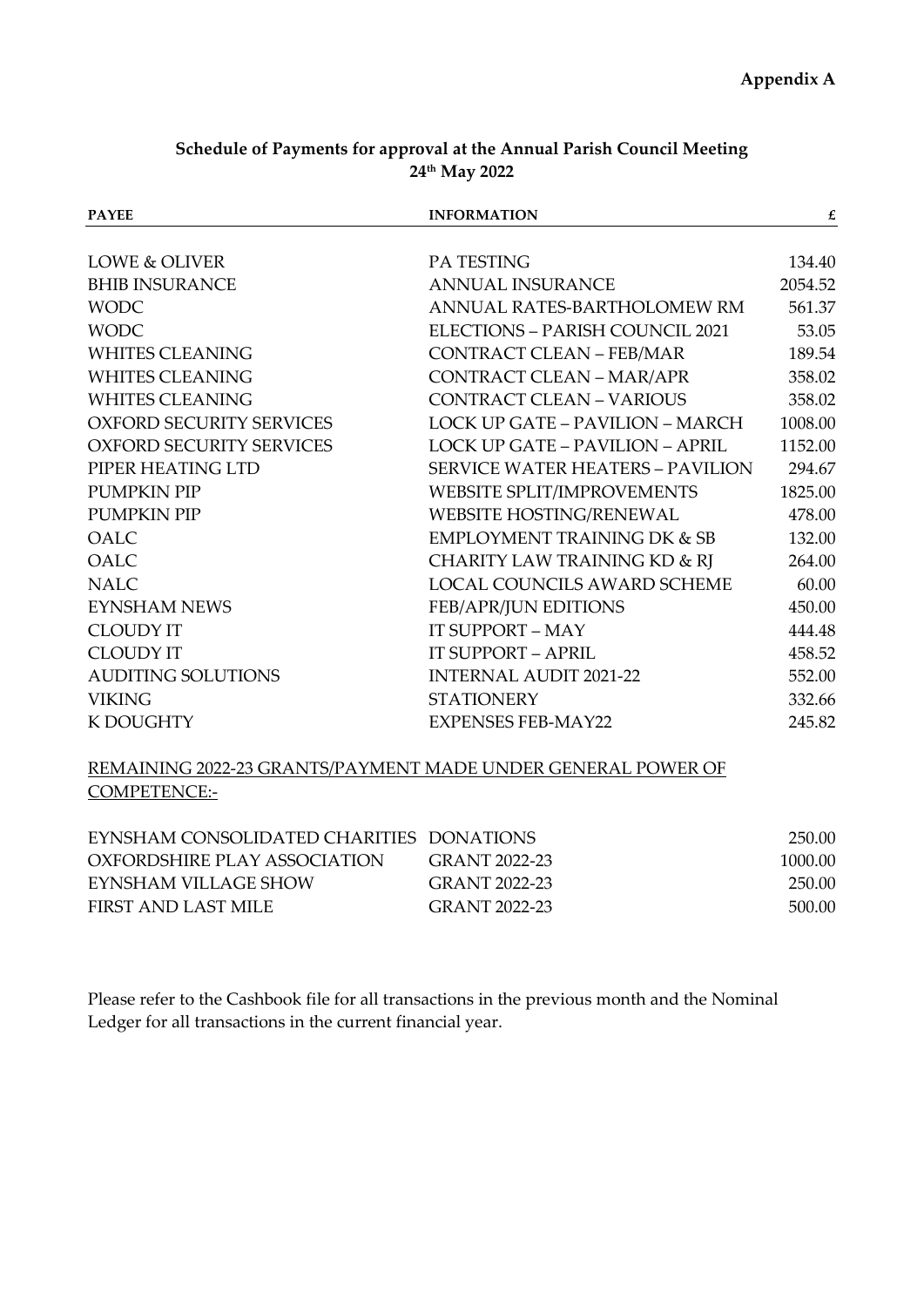**Appendix A**

**Schedule of Payments for approval at the Annual Parish Council Meeting**
**24th May 2022**

| PAYEE | INFORMATION | £ |
|---|---|---|
| LOWE & OLIVER | PA TESTING | 134.40 |
| BHIB INSURANCE | ANNUAL INSURANCE | 2054.52 |
| WODC | ANNUAL RATES-BARTHOLOMEW RM | 561.37 |
| WODC | ELECTIONS – PARISH COUNCIL 2021 | 53.05 |
| WHITES CLEANING | CONTRACT CLEAN – FEB/MAR | 189.54 |
| WHITES CLEANING | CONTRACT CLEAN – MAR/APR | 358.02 |
| WHITES CLEANING | CONTRACT CLEAN – VARIOUS | 358.02 |
| OXFORD SECURITY SERVICES | LOCK UP GATE – PAVILION – MARCH | 1008.00 |
| OXFORD SECURITY SERVICES | LOCK UP GATE – PAVILION – APRIL | 1152.00 |
| PIPER HEATING LTD | SERVICE WATER HEATERS – PAVILION | 294.67 |
| PUMPKIN PIP | WEBSITE SPLIT/IMPROVEMENTS | 1825.00 |
| PUMPKIN PIP | WEBSITE HOSTING/RENEWAL | 478.00 |
| OALC | EMPLOYMENT TRAINING DK & SB | 132.00 |
| OALC | CHARITY LAW TRAINING KD & RJ | 264.00 |
| NALC | LOCAL COUNCILS AWARD SCHEME | 60.00 |
| EYNSHAM NEWS | FEB/APR/JUN EDITIONS | 450.00 |
| CLOUDY IT | IT SUPPORT – MAY | 444.48 |
| CLOUDY IT | IT SUPPORT – APRIL | 458.52 |
| AUDITING SOLUTIONS | INTERNAL AUDIT 2021-22 | 552.00 |
| VIKING | STATIONERY | 332.66 |
| K DOUGHTY | EXPENSES FEB-MAY22 | 245.82 |

REMAINING 2022-23 GRANTS/PAYMENT MADE UNDER GENERAL POWER OF COMPETENCE:-

| | | |
|---|---|---|
| EYNSHAM CONSOLIDATED CHARITIES | DONATIONS | 250.00 |
| OXFORDSHIRE PLAY ASSOCIATION | GRANT 2022-23 | 1000.00 |
| EYNSHAM VILLAGE SHOW | GRANT 2022-23 | 250.00 |
| FIRST AND LAST MILE | GRANT 2022-23 | 500.00 |

Please refer to the Cashbook file for all transactions in the previous month and the Nominal Ledger for all transactions in the current financial year.